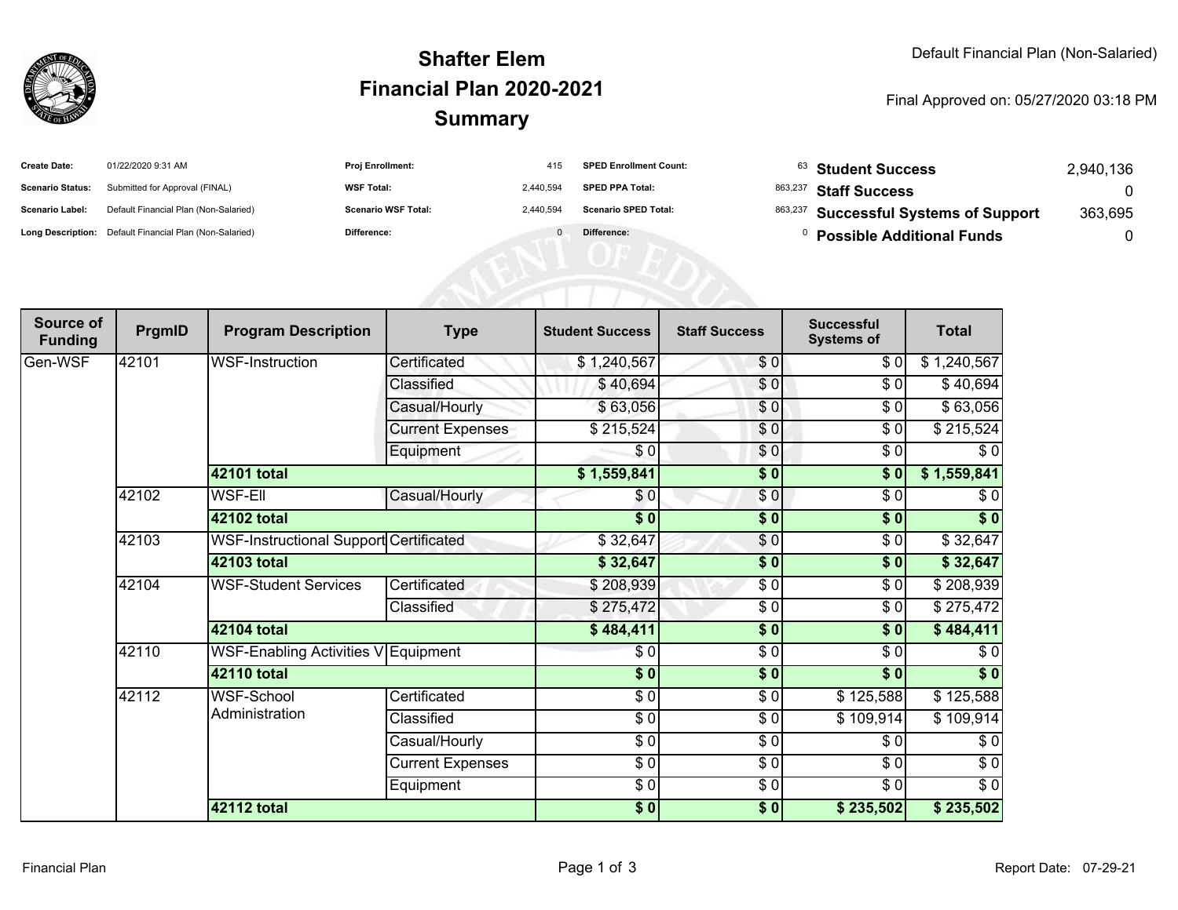# Shafter Elem
## Financial Plan 2020-2021
## Summary

Default Financial Plan (Non-Salaried)

Final Approved on: 05/27/2020 03:18 PM

| | | | | | | | |
|---|---|---|---|---|---|---|---|
| **Create Date:** | 01/22/2020 9:31 AM | **Proj Enrollment:** | 415 | **SPED Enrollment Count:** | 63 | **Student Success** | 2,940,136 |
| **Scenario Status:** | Submitted for Approval (FINAL) | **WSF Total:** | 2,440,594 | **SPED PPA Total:** | 863,237 | **Staff Success** | 0 |
| **Scenario Label:** | Default Financial Plan (Non-Salaried) | **Scenario WSF Total:** | 2,440,594 | **Scenario SPED Total:** | 863,237 | **Successful Systems of Support** | 363,695 |
| **Long Description:** | Default Financial Plan (Non-Salaried) | **Difference:** | 0 | **Difference:** | 0 | **Possible Additional Funds** | 0 |

| Source of Funding | PrgmID | Program Description | Type | Student Success | Staff Success | Successful Systems of | Total |
|---|---|---|---|---|---|---|---|
| Gen-WSF | 42101 | WSF-Instruction | Certificated | $ 1,240,567 | $ 0 | $ 0 | $ 1,240,567 |
| | | | Classified | $ 40,694 | $ 0 | $ 0 | $ 40,694 |
| | | | Casual/Hourly | $ 63,056 | $ 0 | $ 0 | $ 63,056 |
| | | | Current Expenses | $ 215,524 | $ 0 | $ 0 | $ 215,524 |
| | | | Equipment | $ 0 | $ 0 | $ 0 | $ 0 |
| | | **42101 total** | | **$ 1,559,841** | **$ 0** | **$ 0** | **$ 1,559,841** |
| | 42102 | WSF-Ell | Casual/Hourly | $ 0 | $ 0 | $ 0 | $ 0 |
| | | **42102 total** | | **$ 0** | **$ 0** | **$ 0** | **$ 0** |
| | 42103 | WSF-Instructional Support | Certificated | $ 32,647 | $ 0 | $ 0 | $ 32,647 |
| | | **42103 total** | | **$ 32,647** | **$ 0** | **$ 0** | **$ 32,647** |
| | 42104 | WSF-Student Services | Certificated | $ 208,939 | $ 0 | $ 0 | $ 208,939 |
| | | | Classified | $ 275,472 | $ 0 | $ 0 | $ 275,472 |
| | | **42104 total** | | **$ 484,411** | **$ 0** | **$ 0** | **$ 484,411** |
| | 42110 | WSF-Enabling Activities V | Equipment | $ 0 | $ 0 | $ 0 | $ 0 |
| | | **42110 total** | | **$ 0** | **$ 0** | **$ 0** | **$ 0** |
| | 42112 | WSF-School Administration | Certificated | $ 0 | $ 0 | $ 125,588 | $ 125,588 |
| | | | Classified | $ 0 | $ 0 | $ 109,914 | $ 109,914 |
| | | | Casual/Hourly | $ 0 | $ 0 | $ 0 | $ 0 |
| | | | Current Expenses | $ 0 | $ 0 | $ 0 | $ 0 |
| | | | Equipment | $ 0 | $ 0 | $ 0 | $ 0 |
| | | **42112 total** | | **$ 0** | **$ 0** | **$ 235,502** | **$ 235,502** |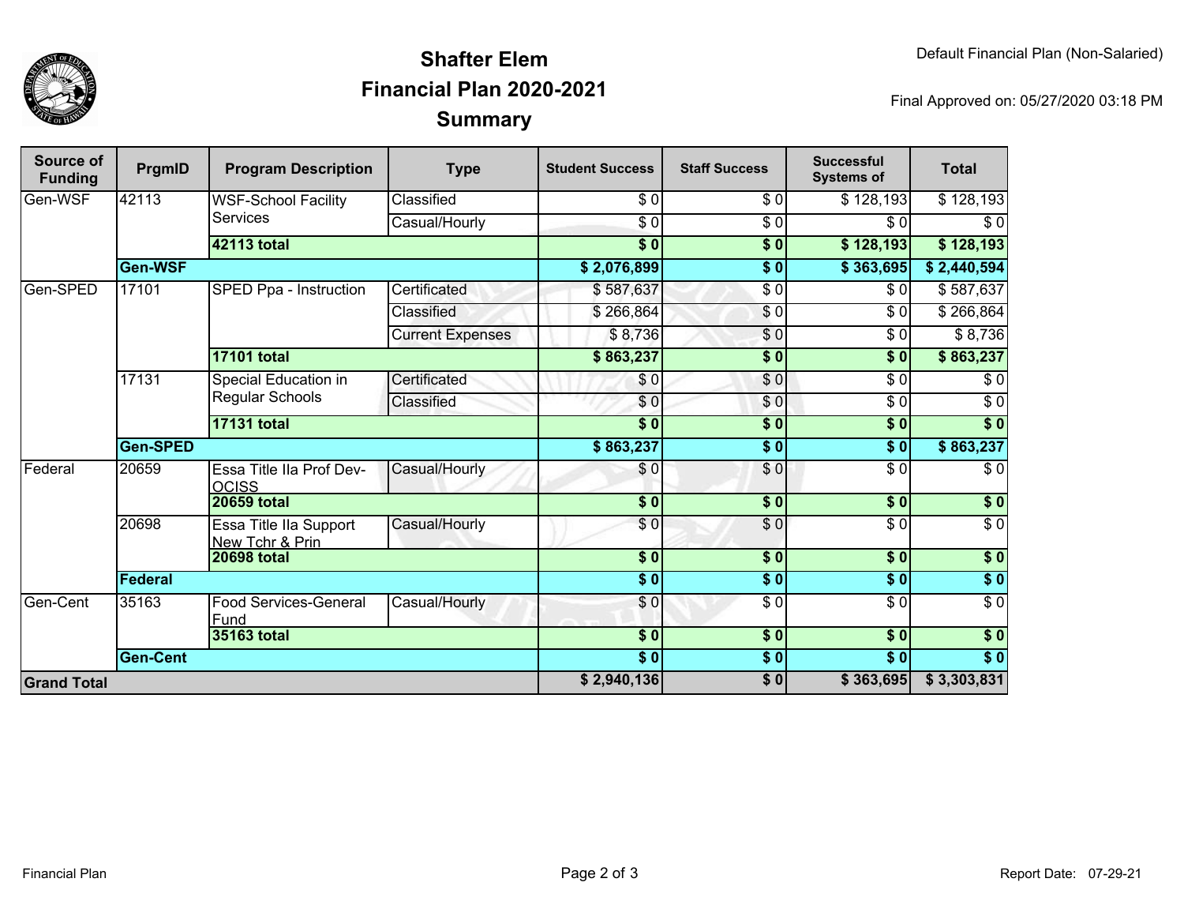# Shafter Elem
# Financial Plan 2020-2021
# Summary

Default Financial Plan (Non-Salaried)

Final Approved on: 05/27/2020 03:18 PM

| Source of Funding | PrgmID | Program Description | Type | Student Success | Staff Success | Successful Systems of | Total |
|---|---|---|---|---|---|---|---|
| Gen-WSF | 42113 | WSF-School Facility Services | Classified | $ 0 | $ 0 | $ 128,193 | $ 128,193 |
| | | | Casual/Hourly | $ 0 | $ 0 | $ 0 | $ 0 |
| | | **42113 total** | | **$ 0** | **$ 0** | **$ 128,193** | **$ 128,193** |
| | **Gen-WSF** | | | **$ 2,076,899** | **$ 0** | **$ 363,695** | **$ 2,440,594** |
| Gen-SPED | 17101 | SPED Ppa - Instruction | Certificated | $ 587,637 | $ 0 | $ 0 | $ 587,637 |
| | | | Classified | $ 266,864 | $ 0 | $ 0 | $ 266,864 |
| | | | Current Expenses | $ 8,736 | $ 0 | $ 0 | $ 8,736 |
| | | **17101 total** | | **$ 863,237** | **$ 0** | **$ 0** | **$ 863,237** |
| | 17131 | Special Education in Regular Schools | Certificated | $ 0 | $ 0 | $ 0 | $ 0 |
| | | | Classified | $ 0 | $ 0 | $ 0 | $ 0 |
| | | **17131 total** | | **$ 0** | **$ 0** | **$ 0** | **$ 0** |
| | **Gen-SPED** | | | **$ 863,237** | **$ 0** | **$ 0** | **$ 863,237** |
| Federal | 20659 | Essa Title IIa Prof Dev-OCISS | Casual/Hourly | $ 0 | $ 0 | $ 0 | $ 0 |
| | | **20659 total** | | **$ 0** | **$ 0** | **$ 0** | **$ 0** |
| | 20698 | Essa Title IIa Support New Tchr & Prin | Casual/Hourly | $ 0 | $ 0 | $ 0 | $ 0 |
| | | **20698 total** | | **$ 0** | **$ 0** | **$ 0** | **$ 0** |
| | **Federal** | | | **$ 0** | **$ 0** | **$ 0** | **$ 0** |
| Gen-Cent | 35163 | Food Services-General Fund | Casual/Hourly | $ 0 | $ 0 | $ 0 | $ 0 |
| | | **35163 total** | | **$ 0** | **$ 0** | **$ 0** | **$ 0** |
| | **Gen-Cent** | | | **$ 0** | **$ 0** | **$ 0** | **$ 0** |
| **Grand Total** | | | | **$ 2,940,136** | **$ 0** | **$ 363,695** | **$ 3,303,831** |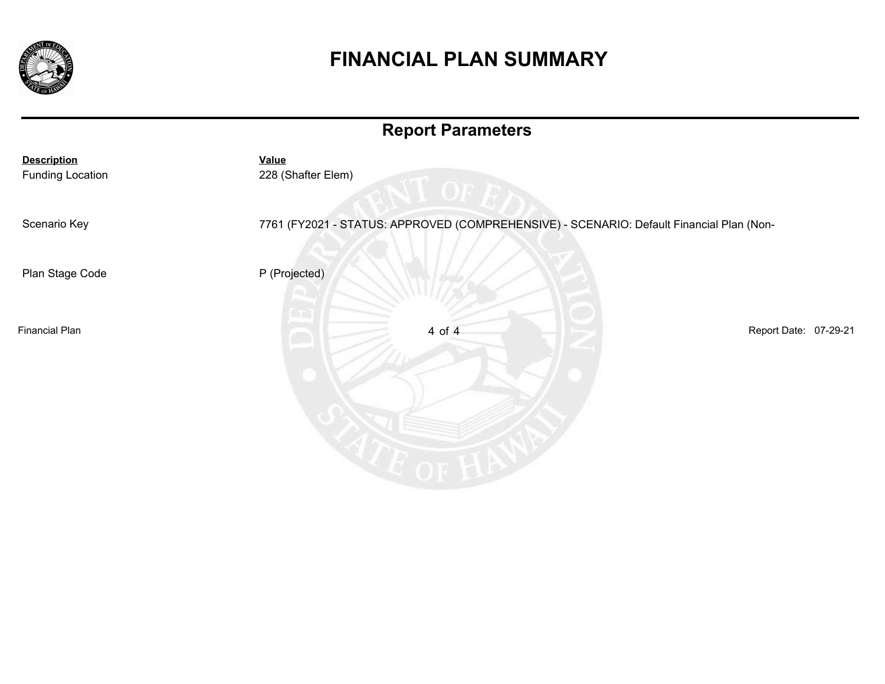# FINANCIAL PLAN SUMMARY

## Report Parameters

| Description | Value |
| --- | --- |
| Funding Location | 228 (Shafter Elem) |
| Scenario Key | 7761 (FY2021 - STATUS: APPROVED (COMPREHENSIVE) - SCENARIO: Default Financial Plan (Non- |
| Plan Stage Code | P (Projected) |

Financial Plan

Report Date: 07-29-21